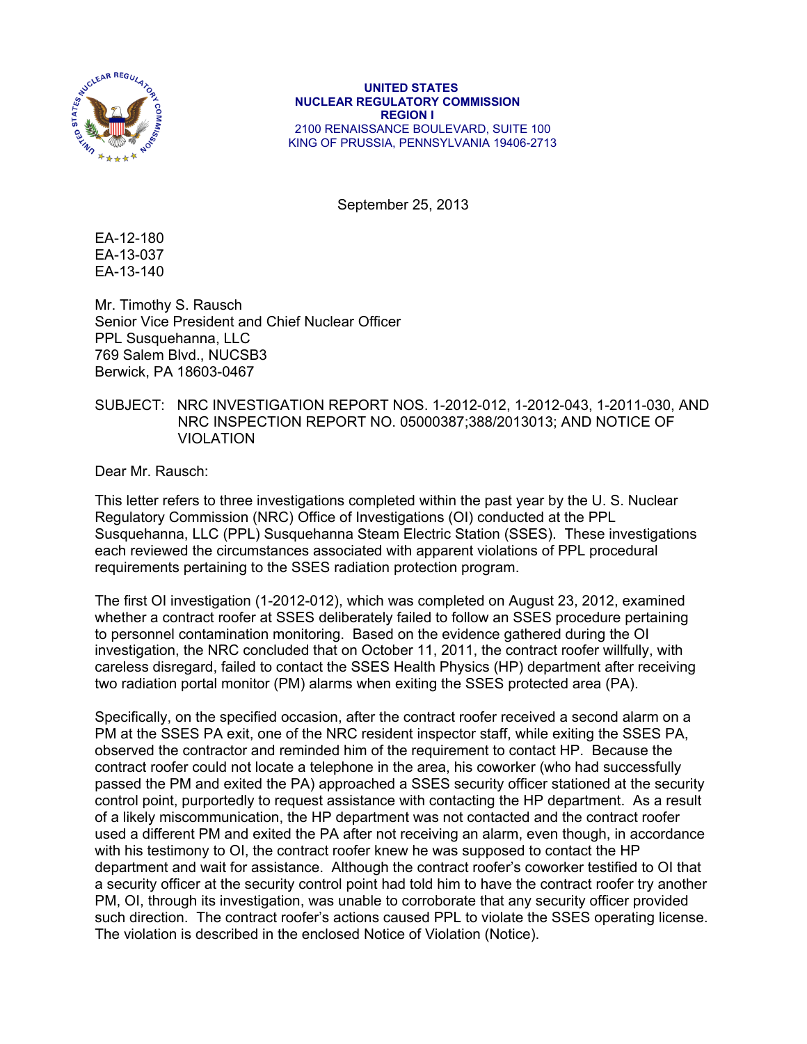UNITED STATES
NUCLEAR REGULATORY COMMISSION
REGION I
2100 RENAISSANCE BOULEVARD, SUITE 100
KING OF PRUSSIA, PENNSYLVANIA 19406-2713

September 25, 2013

EA-12-180
EA-13-037
EA-13-140

Mr. Timothy S. Rausch
Senior Vice President and Chief Nuclear Officer
PPL Susquehanna, LLC
769 Salem Blvd., NUCSB3
Berwick, PA 18603-0467

SUBJECT: NRC INVESTIGATION REPORT NOS. 1-2012-012, 1-2012-043, 1-2011-030, AND NRC INSPECTION REPORT NO. 05000387;388/2013013; AND NOTICE OF VIOLATION

Dear Mr. Rausch:

This letter refers to three investigations completed within the past year by the U. S. Nuclear Regulatory Commission (NRC) Office of Investigations (OI) conducted at the PPL Susquehanna, LLC (PPL) Susquehanna Steam Electric Station (SSES). These investigations each reviewed the circumstances associated with apparent violations of PPL procedural requirements pertaining to the SSES radiation protection program.

The first OI investigation (1-2012-012), which was completed on August 23, 2012, examined whether a contract roofer at SSES deliberately failed to follow an SSES procedure pertaining to personnel contamination monitoring. Based on the evidence gathered during the OI investigation, the NRC concluded that on October 11, 2011, the contract roofer willfully, with careless disregard, failed to contact the SSES Health Physics (HP) department after receiving two radiation portal monitor (PM) alarms when exiting the SSES protected area (PA).

Specifically, on the specified occasion, after the contract roofer received a second alarm on a PM at the SSES PA exit, one of the NRC resident inspector staff, while exiting the SSES PA, observed the contractor and reminded him of the requirement to contact HP. Because the contract roofer could not locate a telephone in the area, his coworker (who had successfully passed the PM and exited the PA) approached a SSES security officer stationed at the security control point, purportedly to request assistance with contacting the HP department. As a result of a likely miscommunication, the HP department was not contacted and the contract roofer used a different PM and exited the PA after not receiving an alarm, even though, in accordance with his testimony to OI, the contract roofer knew he was supposed to contact the HP department and wait for assistance. Although the contract roofer's coworker testified to OI that a security officer at the security control point had told him to have the contract roofer try another PM, OI, through its investigation, was unable to corroborate that any security officer provided such direction. The contract roofer's actions caused PPL to violate the SSES operating license. The violation is described in the enclosed Notice of Violation (Notice).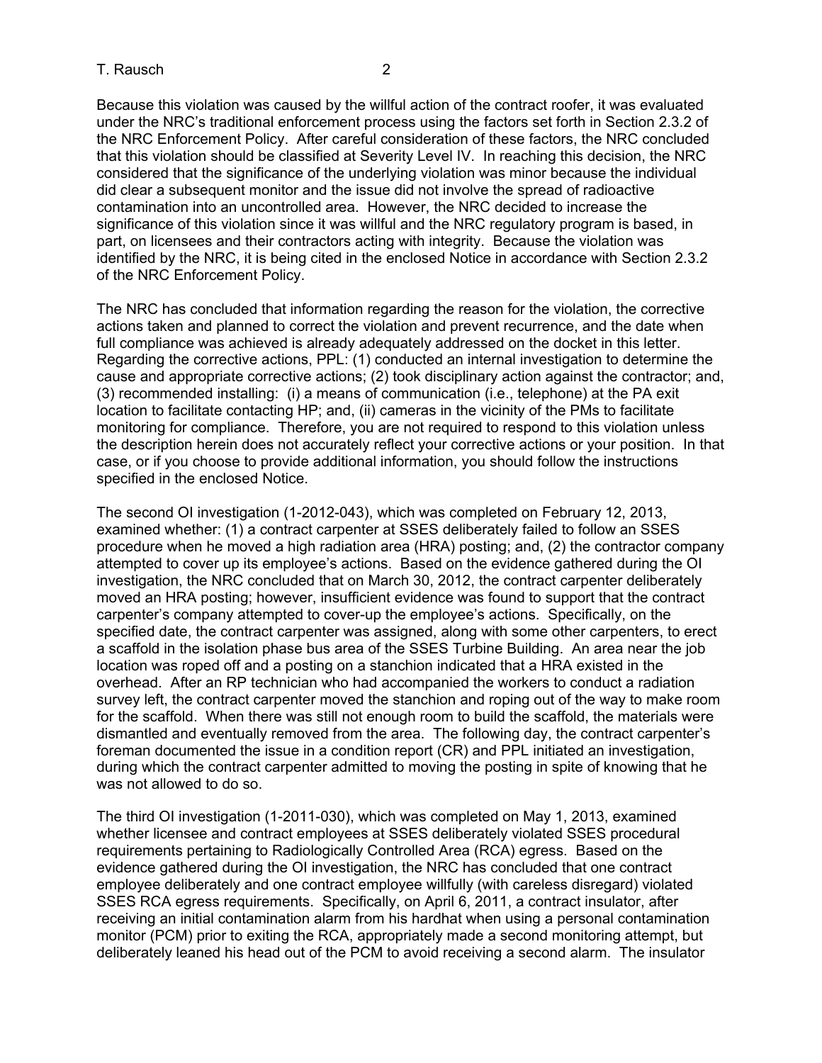Because this violation was caused by the willful action of the contract roofer, it was evaluated under the NRC's traditional enforcement process using the factors set forth in Section 2.3.2 of the NRC Enforcement Policy. After careful consideration of these factors, the NRC concluded that this violation should be classified at Severity Level IV. In reaching this decision, the NRC considered that the significance of the underlying violation was minor because the individual did clear a subsequent monitor and the issue did not involve the spread of radioactive contamination into an uncontrolled area. However, the NRC decided to increase the significance of this violation since it was willful and the NRC regulatory program is based, in part, on licensees and their contractors acting with integrity. Because the violation was identified by the NRC, it is being cited in the enclosed Notice in accordance with Section 2.3.2 of the NRC Enforcement Policy.

The NRC has concluded that information regarding the reason for the violation, the corrective actions taken and planned to correct the violation and prevent recurrence, and the date when full compliance was achieved is already adequately addressed on the docket in this letter. Regarding the corrective actions, PPL: (1) conducted an internal investigation to determine the cause and appropriate corrective actions; (2) took disciplinary action against the contractor; and, (3) recommended installing: (i) a means of communication (i.e., telephone) at the PA exit location to facilitate contacting HP; and, (ii) cameras in the vicinity of the PMs to facilitate monitoring for compliance. Therefore, you are not required to respond to this violation unless the description herein does not accurately reflect your corrective actions or your position. In that case, or if you choose to provide additional information, you should follow the instructions specified in the enclosed Notice.

The second OI investigation (1-2012-043), which was completed on February 12, 2013, examined whether: (1) a contract carpenter at SSES deliberately failed to follow an SSES procedure when he moved a high radiation area (HRA) posting; and, (2) the contractor company attempted to cover up its employee's actions. Based on the evidence gathered during the OI investigation, the NRC concluded that on March 30, 2012, the contract carpenter deliberately moved an HRA posting; however, insufficient evidence was found to support that the contract carpenter's company attempted to cover-up the employee's actions. Specifically, on the specified date, the contract carpenter was assigned, along with some other carpenters, to erect a scaffold in the isolation phase bus area of the SSES Turbine Building. An area near the job location was roped off and a posting on a stanchion indicated that a HRA existed in the overhead. After an RP technician who had accompanied the workers to conduct a radiation survey left, the contract carpenter moved the stanchion and roping out of the way to make room for the scaffold. When there was still not enough room to build the scaffold, the materials were dismantled and eventually removed from the area. The following day, the contract carpenter's foreman documented the issue in a condition report (CR) and PPL initiated an investigation, during which the contract carpenter admitted to moving the posting in spite of knowing that he was not allowed to do so.

The third OI investigation (1-2011-030), which was completed on May 1, 2013, examined whether licensee and contract employees at SSES deliberately violated SSES procedural requirements pertaining to Radiologically Controlled Area (RCA) egress. Based on the evidence gathered during the OI investigation, the NRC has concluded that one contract employee deliberately and one contract employee willfully (with careless disregard) violated SSES RCA egress requirements. Specifically, on April 6, 2011, a contract insulator, after receiving an initial contamination alarm from his hardhat when using a personal contamination monitor (PCM) prior to exiting the RCA, appropriately made a second monitoring attempt, but deliberately leaned his head out of the PCM to avoid receiving a second alarm. The insulator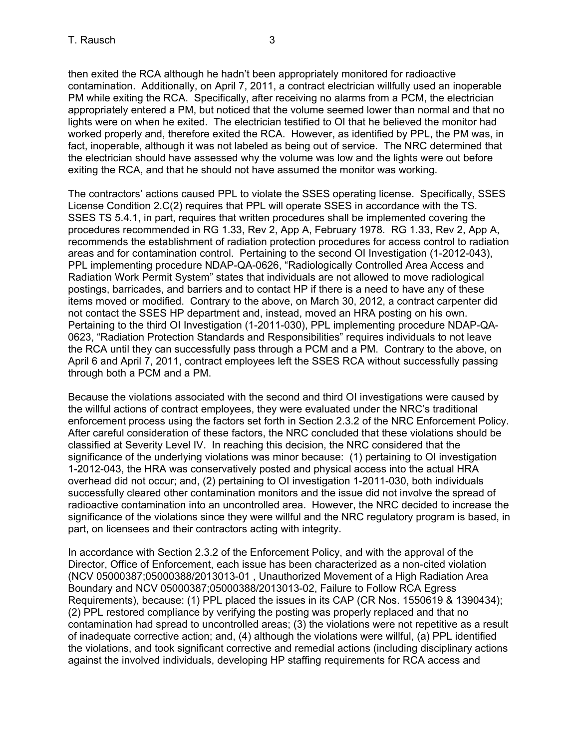then exited the RCA although he hadn't been appropriately monitored for radioactive contamination. Additionally, on April 7, 2011, a contract electrician willfully used an inoperable PM while exiting the RCA. Specifically, after receiving no alarms from a PCM, the electrician appropriately entered a PM, but noticed that the volume seemed lower than normal and that no lights were on when he exited. The electrician testified to OI that he believed the monitor had worked properly and, therefore exited the RCA. However, as identified by PPL, the PM was, in fact, inoperable, although it was not labeled as being out of service. The NRC determined that the electrician should have assessed why the volume was low and the lights were out before exiting the RCA, and that he should not have assumed the monitor was working.

The contractors' actions caused PPL to violate the SSES operating license. Specifically, SSES License Condition 2.C(2) requires that PPL will operate SSES in accordance with the TS. SSES TS 5.4.1, in part, requires that written procedures shall be implemented covering the procedures recommended in RG 1.33, Rev 2, App A, February 1978. RG 1.33, Rev 2, App A, recommends the establishment of radiation protection procedures for access control to radiation areas and for contamination control. Pertaining to the second OI Investigation (1-2012-043), PPL implementing procedure NDAP-QA-0626, "Radiologically Controlled Area Access and Radiation Work Permit System" states that individuals are not allowed to move radiological postings, barricades, and barriers and to contact HP if there is a need to have any of these items moved or modified. Contrary to the above, on March 30, 2012, a contract carpenter did not contact the SSES HP department and, instead, moved an HRA posting on his own. Pertaining to the third OI Investigation (1-2011-030), PPL implementing procedure NDAP-QA-0623, "Radiation Protection Standards and Responsibilities" requires individuals to not leave the RCA until they can successfully pass through a PCM and a PM. Contrary to the above, on April 6 and April 7, 2011, contract employees left the SSES RCA without successfully passing through both a PCM and a PM.

Because the violations associated with the second and third OI investigations were caused by the willful actions of contract employees, they were evaluated under the NRC's traditional enforcement process using the factors set forth in Section 2.3.2 of the NRC Enforcement Policy. After careful consideration of these factors, the NRC concluded that these violations should be classified at Severity Level IV. In reaching this decision, the NRC considered that the significance of the underlying violations was minor because: (1) pertaining to OI investigation 1-2012-043, the HRA was conservatively posted and physical access into the actual HRA overhead did not occur; and, (2) pertaining to OI investigation 1-2011-030, both individuals successfully cleared other contamination monitors and the issue did not involve the spread of radioactive contamination into an uncontrolled area. However, the NRC decided to increase the significance of the violations since they were willful and the NRC regulatory program is based, in part, on licensees and their contractors acting with integrity.

In accordance with Section 2.3.2 of the Enforcement Policy, and with the approval of the Director, Office of Enforcement, each issue has been characterized as a non-cited violation (NCV 05000387;05000388/2013013-01 , Unauthorized Movement of a High Radiation Area Boundary and NCV 05000387;05000388/2013013-02, Failure to Follow RCA Egress Requirements), because: (1) PPL placed the issues in its CAP (CR Nos. 1550619 & 1390434); (2) PPL restored compliance by verifying the posting was properly replaced and that no contamination had spread to uncontrolled areas; (3) the violations were not repetitive as a result of inadequate corrective action; and, (4) although the violations were willful, (a) PPL identified the violations, and took significant corrective and remedial actions (including disciplinary actions against the involved individuals, developing HP staffing requirements for RCA access and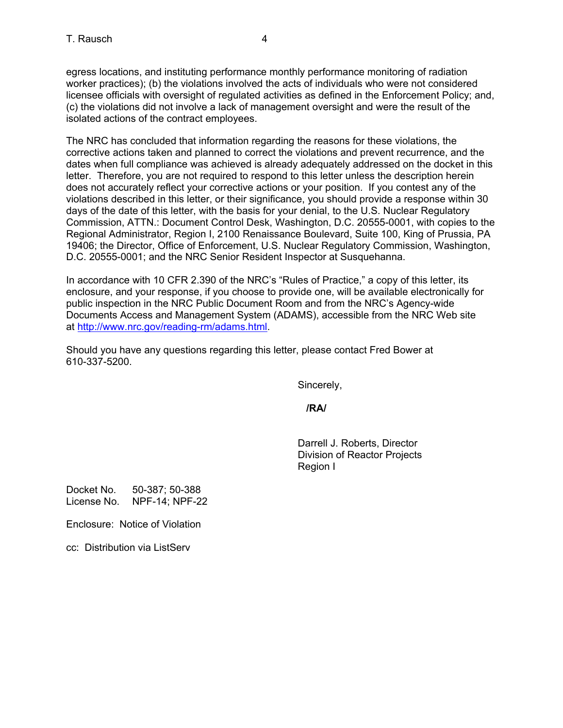egress locations, and instituting performance monthly performance monitoring of radiation worker practices); (b) the violations involved the acts of individuals who were not considered licensee officials with oversight of regulated activities as defined in the Enforcement Policy; and, (c) the violations did not involve a lack of management oversight and were the result of the isolated actions of the contract employees.

The NRC has concluded that information regarding the reasons for these violations, the corrective actions taken and planned to correct the violations and prevent recurrence, and the dates when full compliance was achieved is already adequately addressed on the docket in this letter. Therefore, you are not required to respond to this letter unless the description herein does not accurately reflect your corrective actions or your position. If you contest any of the violations described in this letter, or their significance, you should provide a response within 30 days of the date of this letter, with the basis for your denial, to the U.S. Nuclear Regulatory Commission, ATTN.: Document Control Desk, Washington, D.C. 20555-0001, with copies to the Regional Administrator, Region I, 2100 Renaissance Boulevard, Suite 100, King of Prussia, PA 19406; the Director, Office of Enforcement, U.S. Nuclear Regulatory Commission, Washington, D.C. 20555-0001; and the NRC Senior Resident Inspector at Susquehanna.

In accordance with 10 CFR 2.390 of the NRC's "Rules of Practice," a copy of this letter, its enclosure, and your response, if you choose to provide one, will be available electronically for public inspection in the NRC Public Document Room and from the NRC's Agency-wide Documents Access and Management System (ADAMS), accessible from the NRC Web site at http://www.nrc.gov/reading-rm/adams.html.

Should you have any questions regarding this letter, please contact Fred Bower at 610-337-5200.

Sincerely,

**/RA/**

Darrell J. Roberts, Director
Division of Reactor Projects
Region I

Docket No. 50-387; 50-388
License No. NPF-14; NPF-22

Enclosure: Notice of Violation

cc: Distribution via ListServ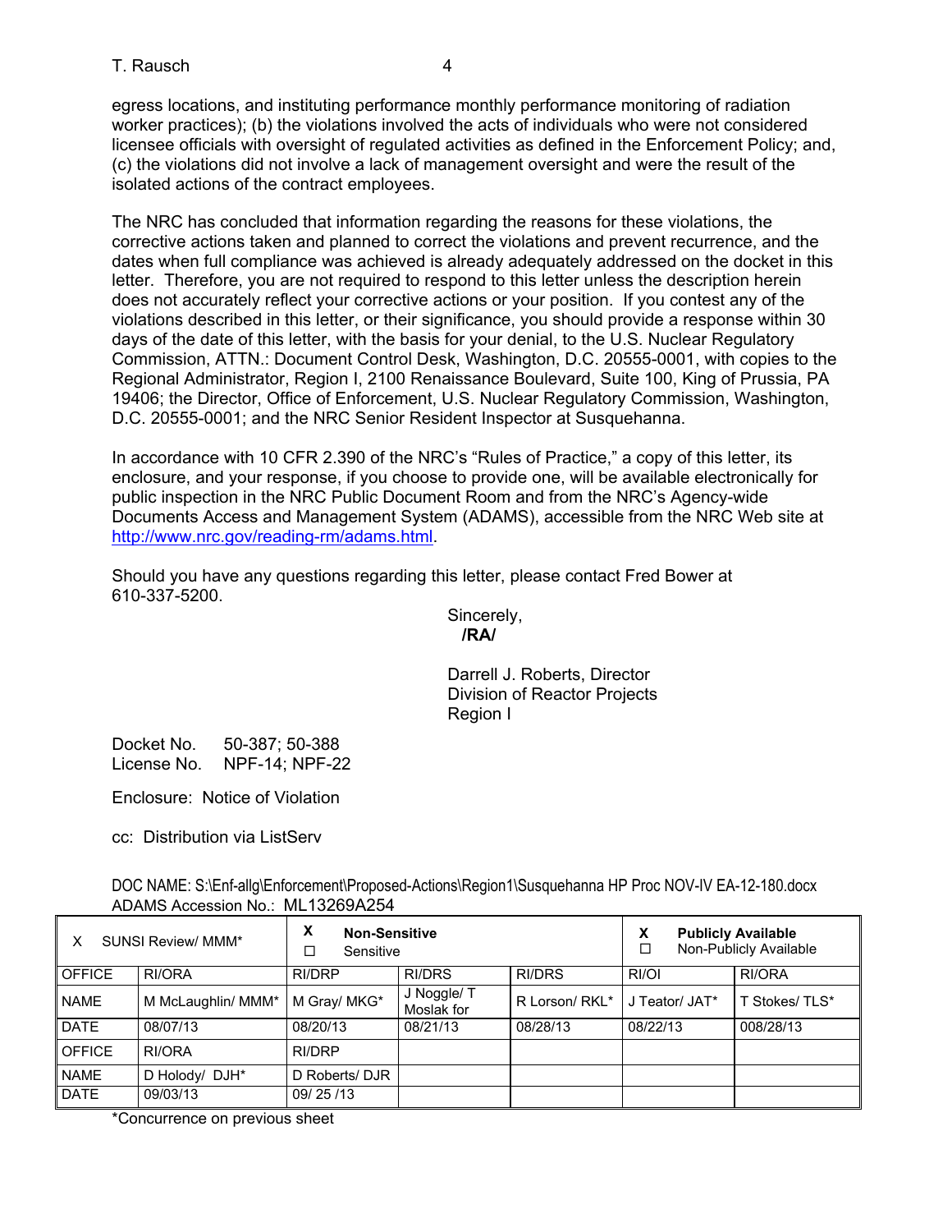egress locations, and instituting performance monthly performance monitoring of radiation worker practices); (b) the violations involved the acts of individuals who were not considered licensee officials with oversight of regulated activities as defined in the Enforcement Policy; and, (c) the violations did not involve a lack of management oversight and were the result of the isolated actions of the contract employees.

The NRC has concluded that information regarding the reasons for these violations, the corrective actions taken and planned to correct the violations and prevent recurrence, and the dates when full compliance was achieved is already adequately addressed on the docket in this letter. Therefore, you are not required to respond to this letter unless the description herein does not accurately reflect your corrective actions or your position. If you contest any of the violations described in this letter, or their significance, you should provide a response within 30 days of the date of this letter, with the basis for your denial, to the U.S. Nuclear Regulatory Commission, ATTN.: Document Control Desk, Washington, D.C. 20555-0001, with copies to the Regional Administrator, Region I, 2100 Renaissance Boulevard, Suite 100, King of Prussia, PA 19406; the Director, Office of Enforcement, U.S. Nuclear Regulatory Commission, Washington, D.C. 20555-0001; and the NRC Senior Resident Inspector at Susquehanna.

In accordance with 10 CFR 2.390 of the NRC's "Rules of Practice," a copy of this letter, its enclosure, and your response, if you choose to provide one, will be available electronically for public inspection in the NRC Public Document Room and from the NRC's Agency-wide Documents Access and Management System (ADAMS), accessible from the NRC Web site at http://www.nrc.gov/reading-rm/adams.html.

Should you have any questions regarding this letter, please contact Fred Bower at 610-337-5200.

Sincerely,
**/RA/**

Darrell J. Roberts, Director
Division of Reactor Projects
Region I

Docket No. 50-387; 50-388
License No. NPF-14; NPF-22

Enclosure: Notice of Violation

cc: Distribution via ListServ

DOC NAME: S:\Enf-allg\Enforcement\Proposed-Actions\Region1\Susquehanna HP Proc NOV-IV EA-12-180.docx
ADAMS Accession No.: ML13269A254

| X SUNSI Review/ MMM* | | X **Non-Sensitive** ☐ Sensitive | | | X **Publicly Available** ☐ Non-Publicly Available | |
|---|---|---|---|---|---|---|
| OFFICE | RI/ORA | RI/DRP | RI/DRS | RI/DRS | RI/OI | RI/ORA |
| NAME | M McLaughlin/ MMM* | M Gray/ MKG* | J Noggle/ T Moslak for | R Lorson/ RKL* | J Teator/ JAT* | T Stokes/ TLS* |
| DATE | 08/07/13 | 08/20/13 | 08/21/13 | 08/28/13 | 08/22/13 | 008/28/13 |
| OFFICE | RI/ORA | RI/DRP | | | | |
| NAME | D Holody/ DJH* | D Roberts/ DJR | | | | |
| DATE | 09/03/13 | 09/ 25 /13 | | | | |

*Concurrence on previous sheet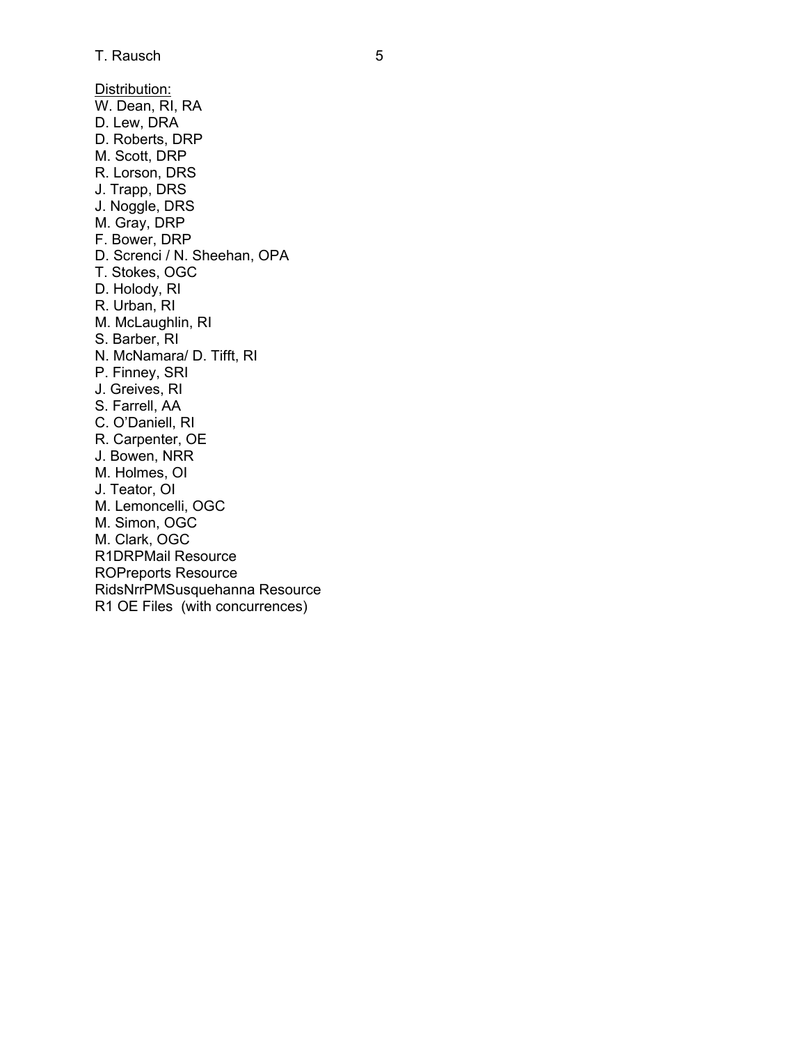Distribution:
W. Dean, RI, RA
D. Lew, DRA
D. Roberts, DRP
M. Scott, DRP
R. Lorson, DRS
J. Trapp, DRS
J. Noggle, DRS
M. Gray, DRP
F. Bower, DRP
D. Screnci / N. Sheehan, OPA
T. Stokes, OGC
D. Holody, RI
R. Urban, RI
M. McLaughlin, RI
S. Barber, RI
N. McNamara/ D. Tifft, RI
P. Finney, SRI
J. Greives, RI
S. Farrell, AA
C. O'Daniell, RI
R. Carpenter, OE
J. Bowen, NRR
M. Holmes, OI
J. Teator, OI
M. Lemoncelli, OGC
M. Simon, OGC
M. Clark, OGC
R1DRPMail Resource
ROPreports Resource
RidsNrrPMSusquehanna Resource
R1 OE Files (with concurrences)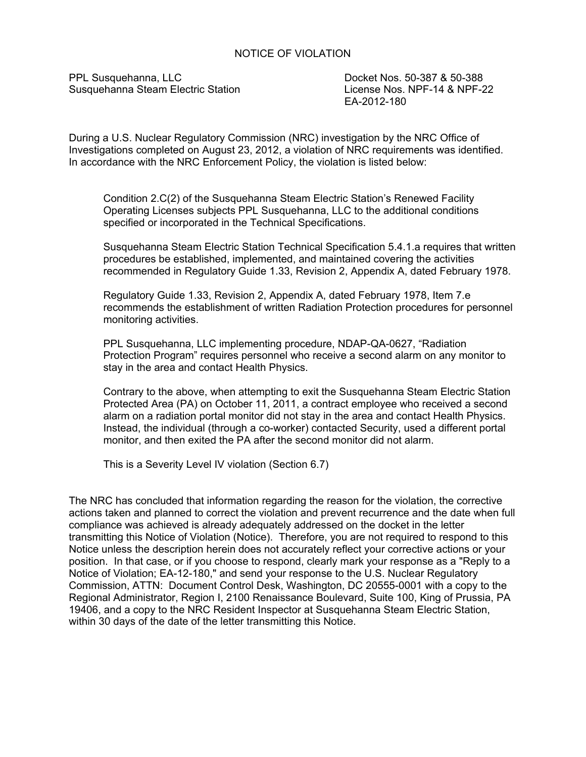# NOTICE OF VIOLATION

PPL Susquehanna, LLC
Susquehanna Steam Electric Station

Docket Nos. 50-387 & 50-388
License Nos. NPF-14 & NPF-22
EA-2012-180

During a U.S. Nuclear Regulatory Commission (NRC) investigation by the NRC Office of Investigations completed on August 23, 2012, a violation of NRC requirements was identified. In accordance with the NRC Enforcement Policy, the violation is listed below:

> Condition 2.C(2) of the Susquehanna Steam Electric Station's Renewed Facility Operating Licenses subjects PPL Susquehanna, LLC to the additional conditions specified or incorporated in the Technical Specifications.
>
> Susquehanna Steam Electric Station Technical Specification 5.4.1.a requires that written procedures be established, implemented, and maintained covering the activities recommended in Regulatory Guide 1.33, Revision 2, Appendix A, dated February 1978.
>
> Regulatory Guide 1.33, Revision 2, Appendix A, dated February 1978, Item 7.e recommends the establishment of written Radiation Protection procedures for personnel monitoring activities.
>
> PPL Susquehanna, LLC implementing procedure, NDAP-QA-0627, "Radiation Protection Program" requires personnel who receive a second alarm on any monitor to stay in the area and contact Health Physics.
>
> Contrary to the above, when attempting to exit the Susquehanna Steam Electric Station Protected Area (PA) on October 11, 2011, a contract employee who received a second alarm on a radiation portal monitor did not stay in the area and contact Health Physics. Instead, the individual (through a co-worker) contacted Security, used a different portal monitor, and then exited the PA after the second monitor did not alarm.
>
> This is a Severity Level IV violation (Section 6.7)

The NRC has concluded that information regarding the reason for the violation, the corrective actions taken and planned to correct the violation and prevent recurrence and the date when full compliance was achieved is already adequately addressed on the docket in the letter transmitting this Notice of Violation (Notice). Therefore, you are not required to respond to this Notice unless the description herein does not accurately reflect your corrective actions or your position. In that case, or if you choose to respond, clearly mark your response as a "Reply to a Notice of Violation; EA-12-180," and send your response to the U.S. Nuclear Regulatory Commission, ATTN: Document Control Desk, Washington, DC 20555-0001 with a copy to the Regional Administrator, Region I, 2100 Renaissance Boulevard, Suite 100, King of Prussia, PA 19406, and a copy to the NRC Resident Inspector at Susquehanna Steam Electric Station, within 30 days of the date of the letter transmitting this Notice.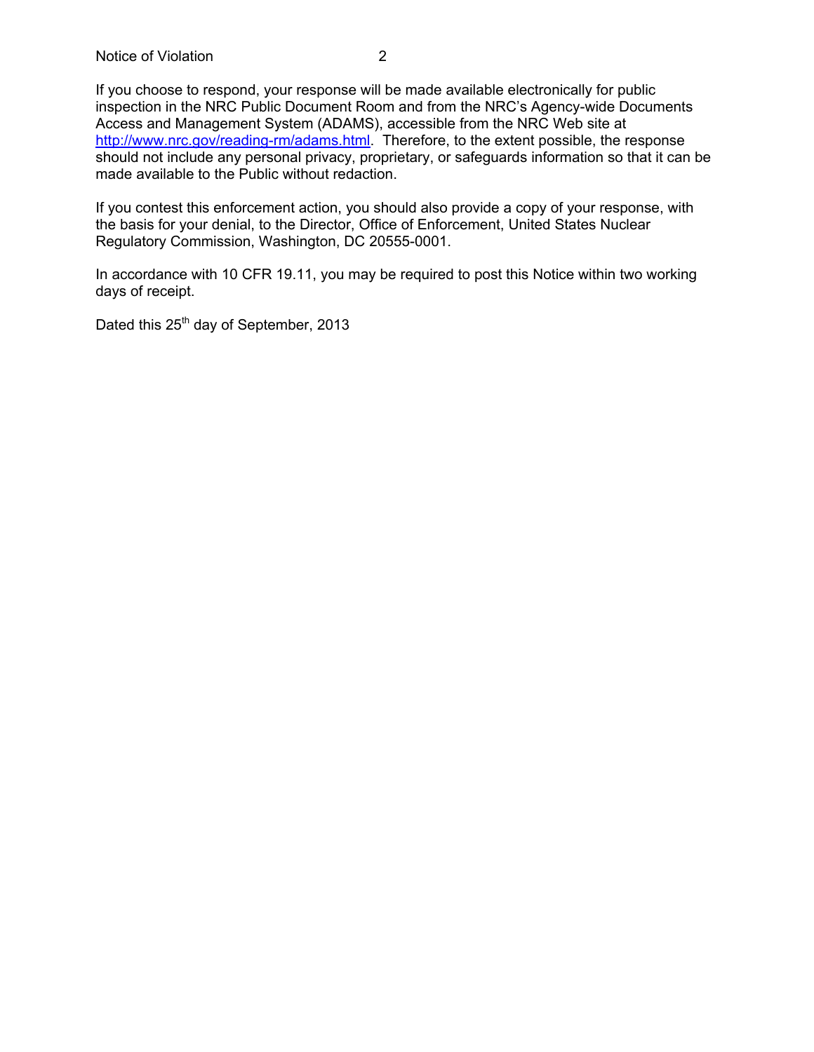If you choose to respond, your response will be made available electronically for public inspection in the NRC Public Document Room and from the NRC's Agency-wide Documents Access and Management System (ADAMS), accessible from the NRC Web site at http://www.nrc.gov/reading-rm/adams.html. Therefore, to the extent possible, the response should not include any personal privacy, proprietary, or safeguards information so that it can be made available to the Public without redaction.

If you contest this enforcement action, you should also provide a copy of your response, with the basis for your denial, to the Director, Office of Enforcement, United States Nuclear Regulatory Commission, Washington, DC 20555-0001.

In accordance with 10 CFR 19.11, you may be required to post this Notice within two working days of receipt.

Dated this 25th day of September, 2013